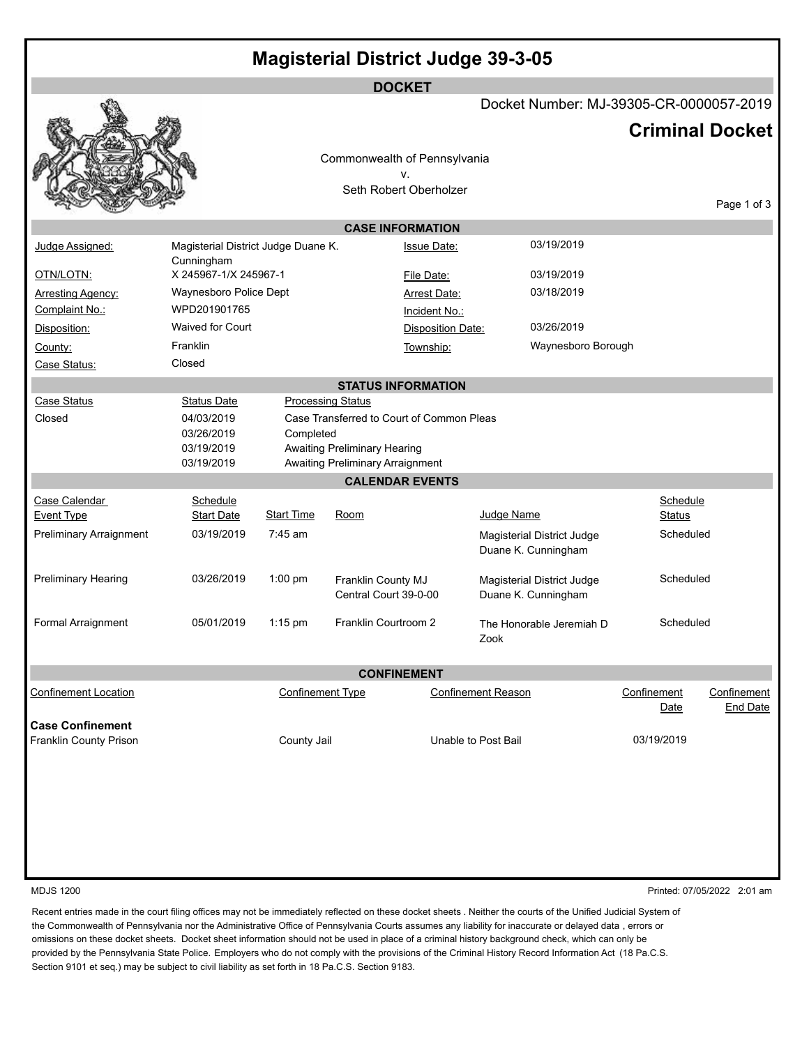# Magisterial District Judge 39-3-05

## DOCKET

Docket Number: MJ-39305-CR-0000057-2019

## Criminal Docket

Commonwealth of Pennsylvania
v.
Seth Robert Oberholzer

### CASE INFORMATION

| | | | |
|---|---|---|---|
| Judge Assigned: | Magisterial District Judge Duane K. Cunningham | Issue Date: | 03/19/2019 |
| OTN/LOTN: | X 245967-1/X 245967-1 | File Date: | 03/19/2019 |
| Arresting Agency: | Waynesboro Police Dept | Arrest Date: | 03/18/2019 |
| Complaint No.: | WPD201901765 | Incident No.: | |
| Disposition: | Waived for Court | Disposition Date: | 03/26/2019 |
| County: | Franklin | Township: | Waynesboro Borough |
| Case Status: | Closed | | |

### STATUS INFORMATION

| Case Status | Status Date | Processing Status |
|---|---|---|
| Closed | 04/03/2019 | Case Transferred to Court of Common Pleas |
| | 03/26/2019 | Completed |
| | 03/19/2019 | Awaiting Preliminary Hearing |
| | 03/19/2019 | Awaiting Preliminary Arraignment |

### CALENDAR EVENTS

| Case Calendar Event Type | Schedule Start Date | Start Time | Room | Judge Name | Schedule Status |
|---|---|---|---|---|---|
| Preliminary Arraignment | 03/19/2019 | 7:45 am | | Magisterial District Judge Duane K. Cunningham | Scheduled |
| Preliminary Hearing | 03/26/2019 | 1:00 pm | Franklin County MJ Central Court 39-0-00 | Magisterial District Judge Duane K. Cunningham | Scheduled |
| Formal Arraignment | 05/01/2019 | 1:15 pm | Franklin Courtroom 2 | The Honorable Jeremiah D Zook | Scheduled |

### CONFINEMENT

| Confinement Location | Confinement Type | Confinement Reason | Confinement Date | Confinement End Date |
|---|---|---|---|---|
| **Case Confinement** | | | | |
| Franklin County Prison | County Jail | Unable to Post Bail | 03/19/2019 | |

MDJS 1200

Printed: 07/05/2022 2:01 am

Recent entries made in the court filing offices may not be immediately reflected on these docket sheets . Neither the courts of the Unified Judicial System of the Commonwealth of Pennsylvania nor the Administrative Office of Pennsylvania Courts assumes any liability for inaccurate or delayed data , errors or omissions on these docket sheets. Docket sheet information should not be used in place of a criminal history background check, which can only be provided by the Pennsylvania State Police. Employers who do not comply with the provisions of the Criminal History Record Information Act (18 Pa.C.S. Section 9101 et seq.) may be subject to civil liability as set forth in 18 Pa.C.S. Section 9183.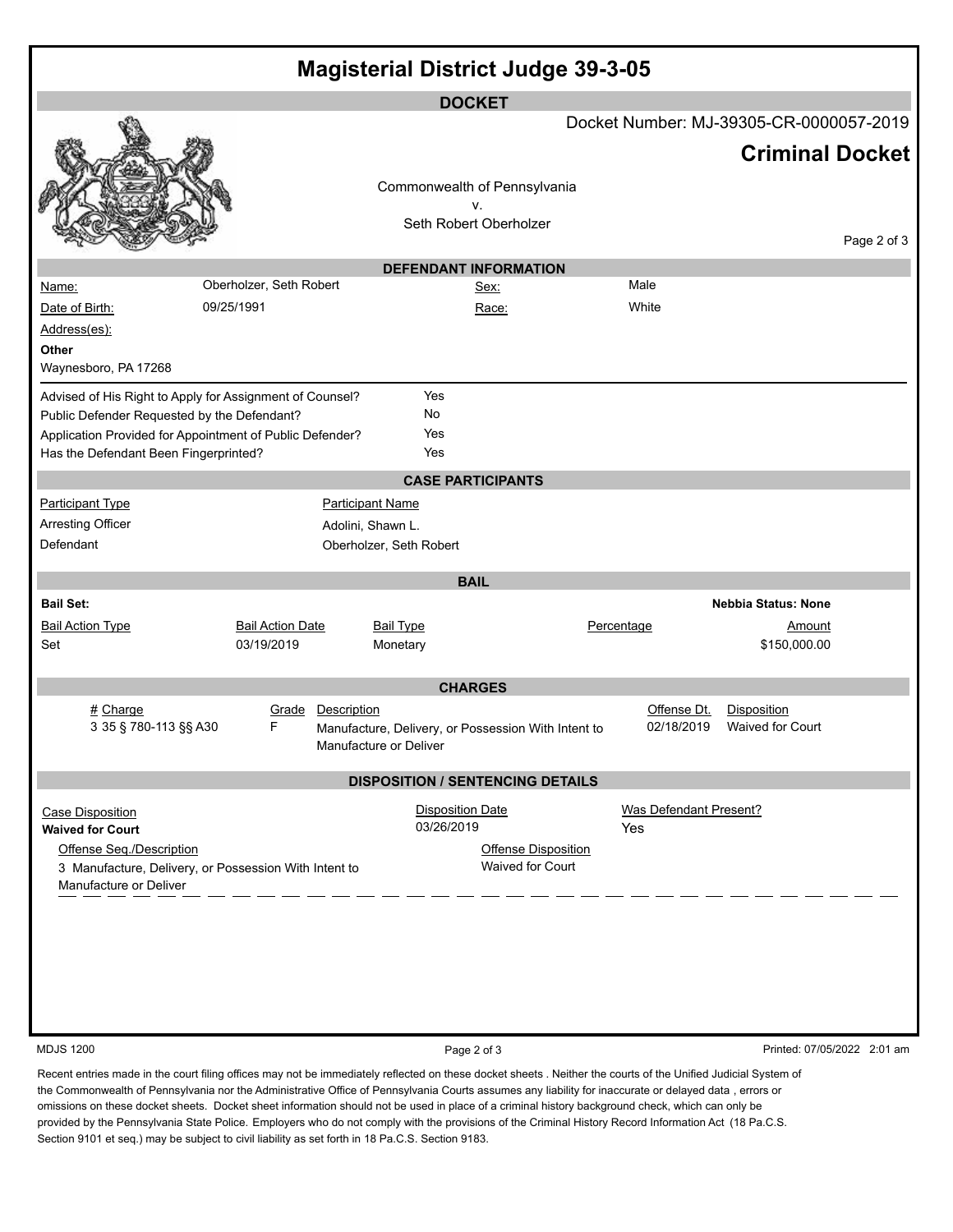# Magisterial District Judge 39-3-05

## DOCKET

Docket Number: MJ-39305-CR-0000057-2019

**Criminal Docket**

Commonwealth of Pennsylvania
v.
Seth Robert Oberholzer

## DEFENDANT INFORMATION

| | | | |
|---|---|---|---|
| Name: | Oberholzer, Seth Robert | Sex: | Male |
| Date of Birth: | 09/25/1991 | Race: | White |

Address(es):

**Other**
Waynesboro, PA 17268

| | |
|---|---|
| Advised of His Right to Apply for Assignment of Counsel? | Yes |
| Public Defender Requested by the Defendant? | No |
| Application Provided for Appointment of Public Defender? | Yes |
| Has the Defendant Been Fingerprinted? | Yes |

## CASE PARTICIPANTS

| Participant Type | Participant Name |
|---|---|
| Arresting Officer | Adolini, Shawn L. |
| Defendant | Oberholzer, Seth Robert |

## BAIL

**Bail Set:** **Nebbia Status: None**

| Bail Action Type | Bail Action Date | Bail Type | Percentage | Amount |
|---|---|---|---|---|
| Set | 03/19/2019 | Monetary | | $150,000.00 |

## CHARGES

| # | Charge | Grade | Description | Offense Dt. | Disposition |
|---|---|---|---|---|---|
| 3 | 35 § 780-113 §§ A30 | F | Manufacture, Delivery, or Possession With Intent to Manufacture or Deliver | 02/18/2019 | Waived for Court |

## DISPOSITION / SENTENCING DETAILS

| Case Disposition | Disposition Date | Was Defendant Present? |
|---|---|---|
| **Waived for Court** | 03/26/2019 | Yes |

| Offense Seq./Description | Offense Disposition |
|---|---|
| 3 Manufacture, Delivery, or Possession With Intent to Manufacture or Deliver | Waived for Court |

MDJS 1200 Printed: 07/05/2022 2:01 am

Recent entries made in the court filing offices may not be immediately reflected on these docket sheets . Neither the courts of the Unified Judicial System of the Commonwealth of Pennsylvania nor the Administrative Office of Pennsylvania Courts assumes any liability for inaccurate or delayed data , errors or omissions on these docket sheets. Docket sheet information should not be used in place of a criminal history background check, which can only be provided by the Pennsylvania State Police. Employers who do not comply with the provisions of the Criminal History Record Information Act (18 Pa.C.S. Section 9101 et seq.) may be subject to civil liability as set forth in 18 Pa.C.S. Section 9183.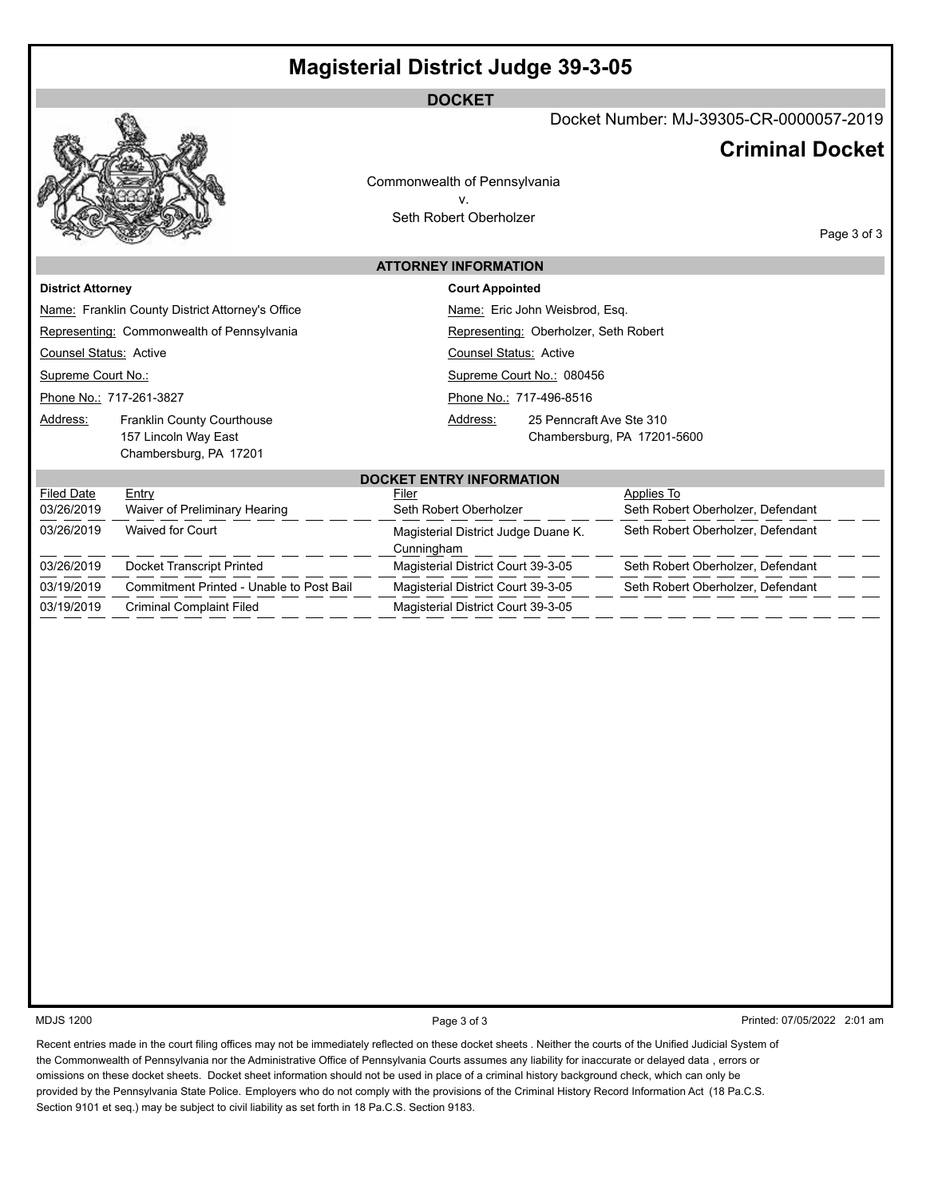# Magisterial District Judge 39-3-05

## DOCKET

Docket Number: MJ-39305-CR-0000057-2019

## Criminal Docket

Commonwealth of Pennsylvania
v.
Seth Robert Oberholzer

### ATTORNEY INFORMATION

**District Attorney**

Name: Franklin County District Attorney's Office
Representing: Commonwealth of Pennsylvania
Counsel Status: Active
Supreme Court No.:
Phone No.: 717-261-3827
Address: Franklin County Courthouse
157 Lincoln Way East
Chambersburg, PA 17201

**Court Appointed**

Name: Eric John Weisbrod, Esq.
Representing: Oberholzer, Seth Robert
Counsel Status: Active
Supreme Court No.: 080456
Phone No.: 717-496-8516
Address: 25 Penncraft Ave Ste 310
Chambersburg, PA 17201-5600

### DOCKET ENTRY INFORMATION

| Filed Date | Entry | Filer | Applies To |
|---|---|---|---|
| 03/26/2019 | Waiver of Preliminary Hearing | Seth Robert Oberholzer | Seth Robert Oberholzer, Defendant |
| 03/26/2019 | Waived for Court | Magisterial District Judge Duane K. Cunningham | Seth Robert Oberholzer, Defendant |
| 03/26/2019 | Docket Transcript Printed | Magisterial District Court 39-3-05 | Seth Robert Oberholzer, Defendant |
| 03/19/2019 | Commitment Printed - Unable to Post Bail | Magisterial District Court 39-3-05 | Seth Robert Oberholzer, Defendant |
| 03/19/2019 | Criminal Complaint Filed | Magisterial District Court 39-3-05 | |

MDJS 1200

Printed: 07/05/2022 2:01 am

Recent entries made in the court filing offices may not be immediately reflected on these docket sheets . Neither the courts of the Unified Judicial System of the Commonwealth of Pennsylvania nor the Administrative Office of Pennsylvania Courts assumes any liability for inaccurate or delayed data , errors or omissions on these docket sheets. Docket sheet information should not be used in place of a criminal history background check, which can only be provided by the Pennsylvania State Police. Employers who do not comply with the provisions of the Criminal History Record Information Act (18 Pa.C.S. Section 9101 et seq.) may be subject to civil liability as set forth in 18 Pa.C.S. Section 9183.